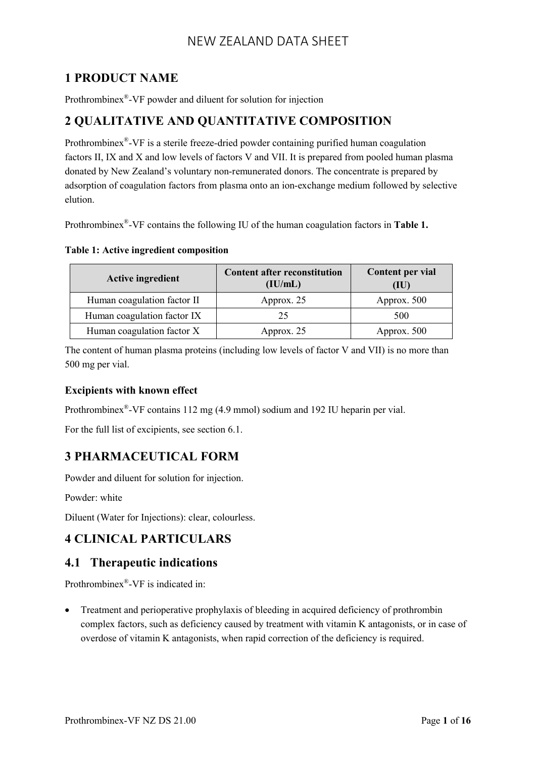# 1 PRODUCT NAME

Prothrombinex®-VF powder and diluent for solution for injection

# 2 QUALITATIVE AND QUANTITATIVE COMPOSITION

Prothrombinex®-VF is a sterile freeze-dried powder containing purified human coagulation factors II, IX and X and low levels of factors V and VII. It is prepared from pooled human plasma donated by New Zealand's voluntary non-remunerated donors. The concentrate is prepared by adsorption of coagulation factors from plasma onto an ion-exchange medium followed by selective elution.

Prothrombinex®-VF contains the following IU of the human coagulation factors in **Table 1.**

**Table 1: Active ingredient composition**

| Active ingredient | Content after reconstitution (IU/mL) | Content per vial (IU) |
|---|---|---|
| Human coagulation factor II | Approx. 25 | Approx. 500 |
| Human coagulation factor IX | 25 | 500 |
| Human coagulation factor X | Approx. 25 | Approx. 500 |

The content of human plasma proteins (including low levels of factor V and VII) is no more than 500 mg per vial.

### Excipients with known effect

Prothrombinex®-VF contains 112 mg (4.9 mmol) sodium and 192 IU heparin per vial.

For the full list of excipients, see section 6.1.

# 3 PHARMACEUTICAL FORM

Powder and diluent for solution for injection.

Powder: white

Diluent (Water for Injections): clear, colourless.

# 4 CLINICAL PARTICULARS

## 4.1 Therapeutic indications

Prothrombinex®-VF is indicated in:

- Treatment and perioperative prophylaxis of bleeding in acquired deficiency of prothrombin complex factors, such as deficiency caused by treatment with vitamin K antagonists, or in case of overdose of vitamin K antagonists, when rapid correction of the deficiency is required.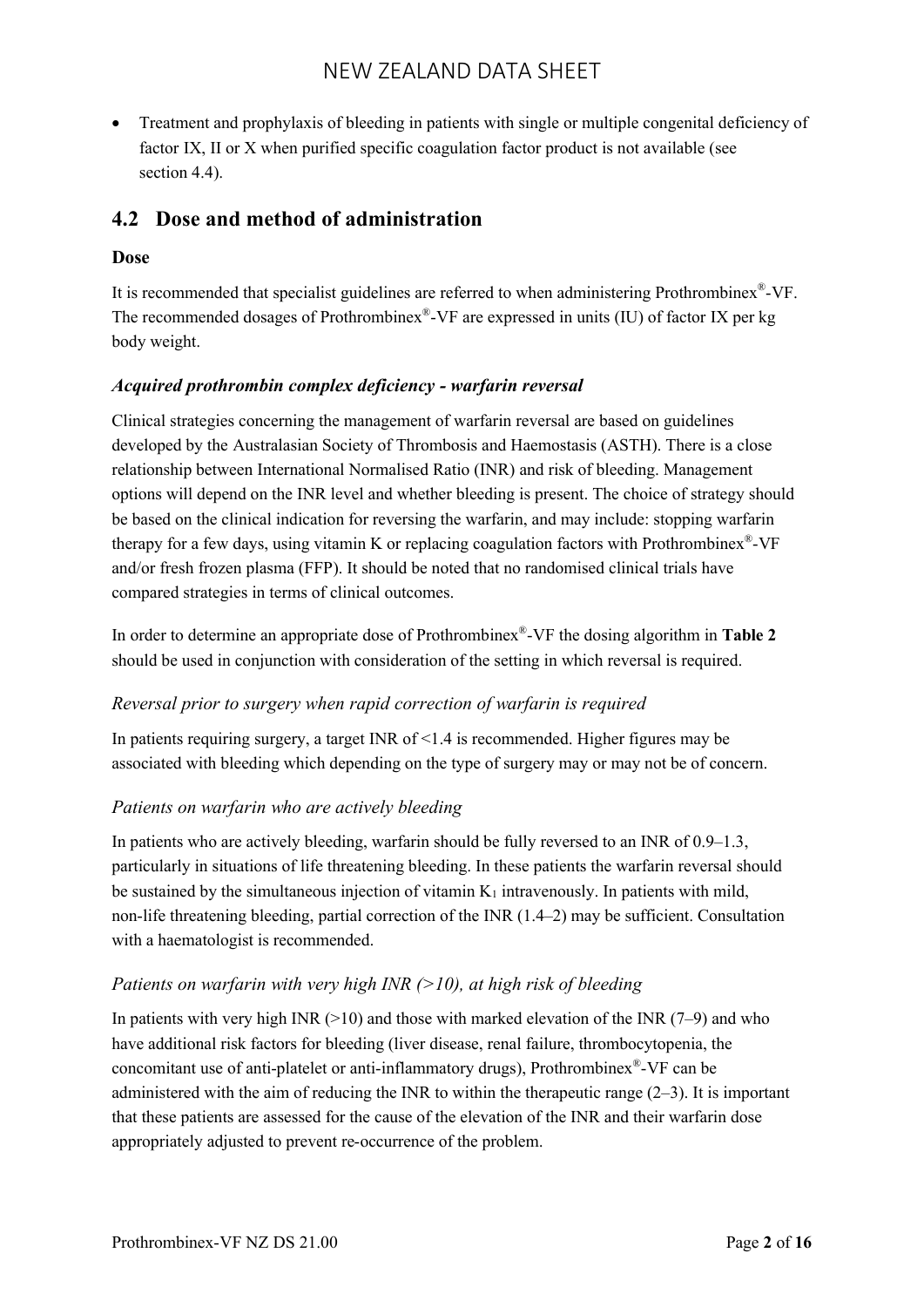- Treatment and prophylaxis of bleeding in patients with single or multiple congenital deficiency of factor IX, II or X when purified specific coagulation factor product is not available (see section 4.4).

## 4.2 Dose and method of administration

### Dose

It is recommended that specialist guidelines are referred to when administering Prothrombinex®-VF. The recommended dosages of Prothrombinex®-VF are expressed in units (IU) of factor IX per kg body weight.

#### *Acquired prothrombin complex deficiency - warfarin reversal*

Clinical strategies concerning the management of warfarin reversal are based on guidelines developed by the Australasian Society of Thrombosis and Haemostasis (ASTH). There is a close relationship between International Normalised Ratio (INR) and risk of bleeding. Management options will depend on the INR level and whether bleeding is present. The choice of strategy should be based on the clinical indication for reversing the warfarin, and may include: stopping warfarin therapy for a few days, using vitamin K or replacing coagulation factors with Prothrombinex®-VF and/or fresh frozen plasma (FFP). It should be noted that no randomised clinical trials have compared strategies in terms of clinical outcomes.

In order to determine an appropriate dose of Prothrombinex®-VF the dosing algorithm in **Table 2** should be used in conjunction with consideration of the setting in which reversal is required.

#### *Reversal prior to surgery when rapid correction of warfarin is required*

In patients requiring surgery, a target INR of <1.4 is recommended. Higher figures may be associated with bleeding which depending on the type of surgery may or may not be of concern.

#### *Patients on warfarin who are actively bleeding*

In patients who are actively bleeding, warfarin should be fully reversed to an INR of 0.9–1.3, particularly in situations of life threatening bleeding. In these patients the warfarin reversal should be sustained by the simultaneous injection of vitamin $K_1$ intravenously. In patients with mild, non-life threatening bleeding, partial correction of the INR (1.4–2) may be sufficient. Consultation with a haematologist is recommended.

#### *Patients on warfarin with very high INR (>10), at high risk of bleeding*

In patients with very high INR (>10) and those with marked elevation of the INR (7–9) and who have additional risk factors for bleeding (liver disease, renal failure, thrombocytopenia, the concomitant use of anti-platelet or anti-inflammatory drugs), Prothrombinex®-VF can be administered with the aim of reducing the INR to within the therapeutic range (2–3). It is important that these patients are assessed for the cause of the elevation of the INR and their warfarin dose appropriately adjusted to prevent re-occurrence of the problem.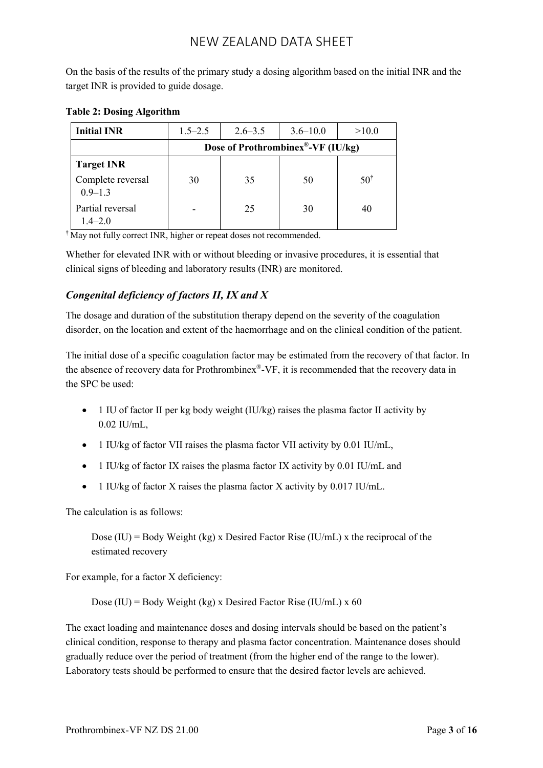On the basis of the results of the primary study a dosing algorithm based on the initial INR and the target INR is provided to guide dosage.

**Table 2: Dosing Algorithm**

| **Initial INR** | 1.5–2.5 | 2.6–3.5 | 3.6–10.0 | >10.0 |
|---|---|---|---|---|
| | **Dose of Prothrombinex®-VF (IU/kg)** | | | |
| **Target INR** | | | | |
| Complete reversal 0.9–1.3 | 30 | 35 | 50 | 50† |
| Partial reversal 1.4–2.0 | - | 25 | 30 | 40 |

† May not fully correct INR, higher or repeat doses not recommended.

Whether for elevated INR with or without bleeding or invasive procedures, it is essential that clinical signs of bleeding and laboratory results (INR) are monitored.

### *Congenital deficiency of factors II, IX and X*

The dosage and duration of the substitution therapy depend on the severity of the coagulation disorder, on the location and extent of the haemorrhage and on the clinical condition of the patient.

The initial dose of a specific coagulation factor may be estimated from the recovery of that factor. In the absence of recovery data for Prothrombinex®-VF, it is recommended that the recovery data in the SPC be used:

- 1 IU of factor II per kg body weight (IU/kg) raises the plasma factor II activity by 0.02 IU/mL,
- 1 IU/kg of factor VII raises the plasma factor VII activity by 0.01 IU/mL,
- 1 IU/kg of factor IX raises the plasma factor IX activity by 0.01 IU/mL and
- 1 IU/kg of factor X raises the plasma factor X activity by 0.017 IU/mL.

The calculation is as follows:

> Dose (IU) = Body Weight (kg) x Desired Factor Rise (IU/mL) x the reciprocal of the estimated recovery

For example, for a factor X deficiency:

> Dose (IU) = Body Weight (kg) x Desired Factor Rise (IU/mL) x 60

The exact loading and maintenance doses and dosing intervals should be based on the patient's clinical condition, response to therapy and plasma factor concentration. Maintenance doses should gradually reduce over the period of treatment (from the higher end of the range to the lower). Laboratory tests should be performed to ensure that the desired factor levels are achieved.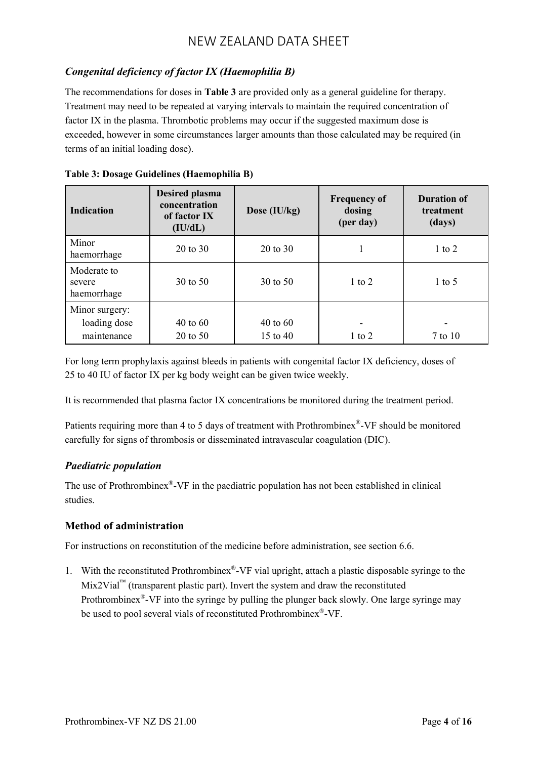### *Congenital deficiency of factor IX (Haemophilia B)*

The recommendations for doses in **Table 3** are provided only as a general guideline for therapy. Treatment may need to be repeated at varying intervals to maintain the required concentration of factor IX in the plasma. Thrombotic problems may occur if the suggested maximum dose is exceeded, however in some circumstances larger amounts than those calculated may be required (in terms of an initial loading dose).

**Table 3: Dosage Guidelines (Haemophilia B)**

| Indication | Desired plasma concentration of factor IX (IU/dL) | Dose (IU/kg) | Frequency of dosing (per day) | Duration of treatment (days) |
|---|---|---|---|---|
| Minor haemorrhage | 20 to 30 | 20 to 30 | 1 | 1 to 2 |
| Moderate to severe haemorrhage | 30 to 50 | 30 to 50 | 1 to 2 | 1 to 5 |
| Minor surgery: | | | | |
| loading dose | 40 to 60 | 40 to 60 | - | - |
| maintenance | 20 to 50 | 15 to 40 | 1 to 2 | 7 to 10 |

For long term prophylaxis against bleeds in patients with congenital factor IX deficiency, doses of 25 to 40 IU of factor IX per kg body weight can be given twice weekly.

It is recommended that plasma factor IX concentrations be monitored during the treatment period.

Patients requiring more than 4 to 5 days of treatment with Prothrombinex®-VF should be monitored carefully for signs of thrombosis or disseminated intravascular coagulation (DIC).

### *Paediatric population*

The use of Prothrombinex®-VF in the paediatric population has not been established in clinical studies.

### Method of administration

For instructions on reconstitution of the medicine before administration, see section 6.6.

1. With the reconstituted Prothrombinex®-VF vial upright, attach a plastic disposable syringe to the Mix2Vial™ (transparent plastic part). Invert the system and draw the reconstituted Prothrombinex®-VF into the syringe by pulling the plunger back slowly. One large syringe may be used to pool several vials of reconstituted Prothrombinex®-VF.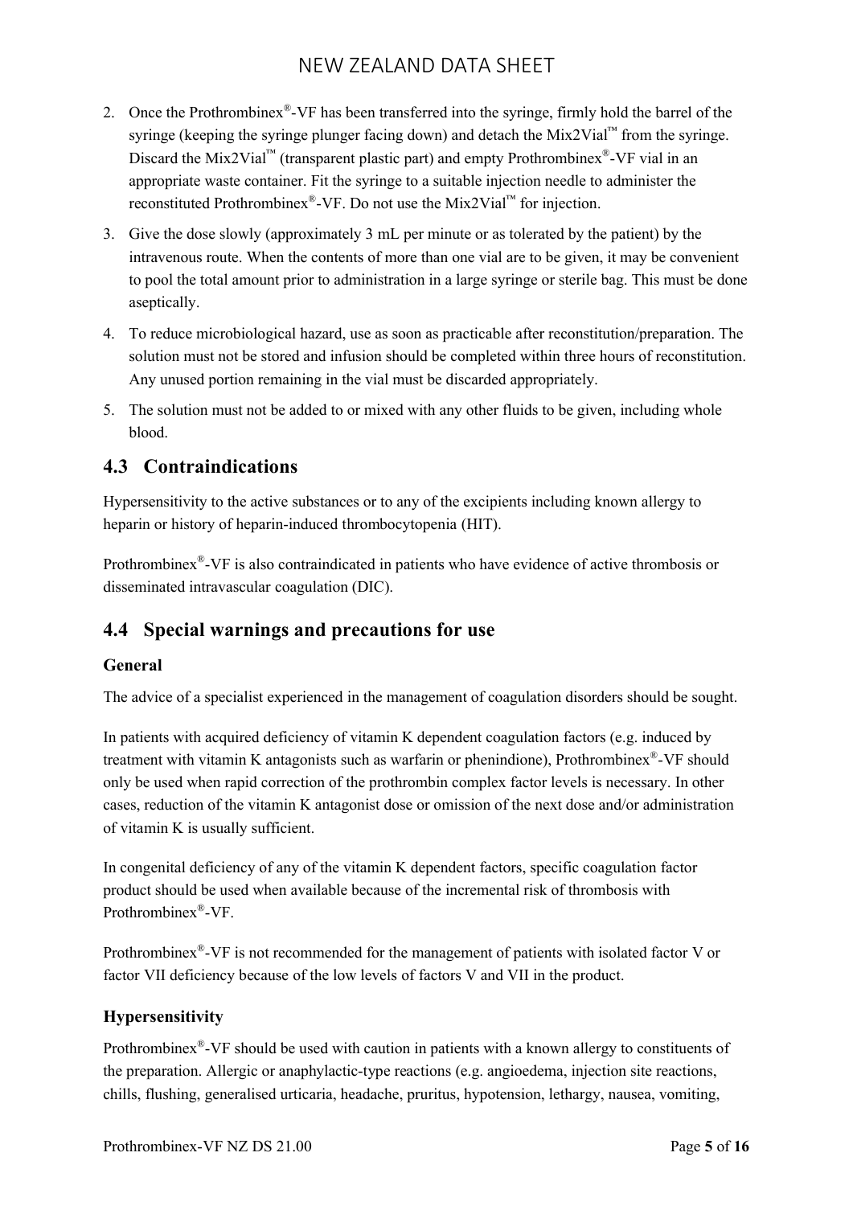2. Once the Prothrombinex®-VF has been transferred into the syringe, firmly hold the barrel of the syringe (keeping the syringe plunger facing down) and detach the Mix2Vial™ from the syringe. Discard the Mix2Vial™ (transparent plastic part) and empty Prothrombinex®-VF vial in an appropriate waste container. Fit the syringe to a suitable injection needle to administer the reconstituted Prothrombinex®-VF. Do not use the Mix2Vial™ for injection.
3. Give the dose slowly (approximately 3 mL per minute or as tolerated by the patient) by the intravenous route. When the contents of more than one vial are to be given, it may be convenient to pool the total amount prior to administration in a large syringe or sterile bag. This must be done aseptically.
4. To reduce microbiological hazard, use as soon as practicable after reconstitution/preparation. The solution must not be stored and infusion should be completed within three hours of reconstitution. Any unused portion remaining in the vial must be discarded appropriately.
5. The solution must not be added to or mixed with any other fluids to be given, including whole blood.

## 4.3 Contraindications

Hypersensitivity to the active substances or to any of the excipients including known allergy to heparin or history of heparin-induced thrombocytopenia (HIT).

Prothrombinex®-VF is also contraindicated in patients who have evidence of active thrombosis or disseminated intravascular coagulation (DIC).

## 4.4 Special warnings and precautions for use

### General

The advice of a specialist experienced in the management of coagulation disorders should be sought.

In patients with acquired deficiency of vitamin K dependent coagulation factors (e.g. induced by treatment with vitamin K antagonists such as warfarin or phenindione), Prothrombinex®-VF should only be used when rapid correction of the prothrombin complex factor levels is necessary. In other cases, reduction of the vitamin K antagonist dose or omission of the next dose and/or administration of vitamin K is usually sufficient.

In congenital deficiency of any of the vitamin K dependent factors, specific coagulation factor product should be used when available because of the incremental risk of thrombosis with Prothrombinex®-VF.

Prothrombinex®-VF is not recommended for the management of patients with isolated factor V or factor VII deficiency because of the low levels of factors V and VII in the product.

### Hypersensitivity

Prothrombinex®-VF should be used with caution in patients with a known allergy to constituents of the preparation. Allergic or anaphylactic-type reactions (e.g. angioedema, injection site reactions, chills, flushing, generalised urticaria, headache, pruritus, hypotension, lethargy, nausea, vomiting,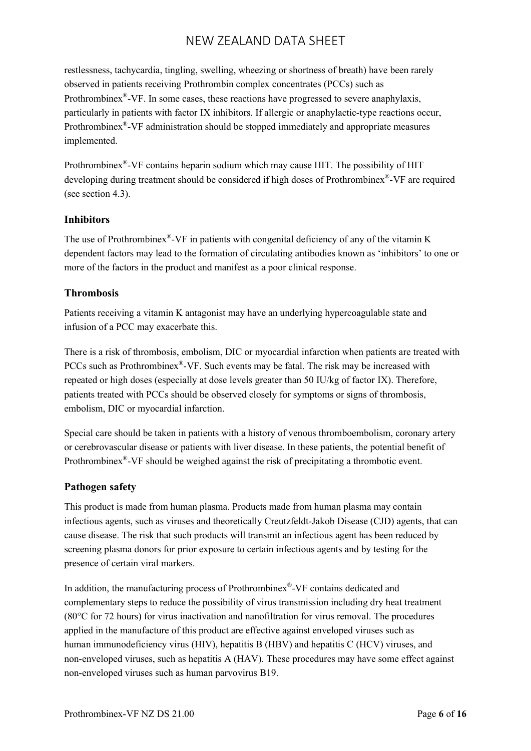restlessness, tachycardia, tingling, swelling, wheezing or shortness of breath) have been rarely observed in patients receiving Prothrombin complex concentrates (PCCs) such as Prothrombinex®-VF. In some cases, these reactions have progressed to severe anaphylaxis, particularly in patients with factor IX inhibitors. If allergic or anaphylactic-type reactions occur, Prothrombinex®-VF administration should be stopped immediately and appropriate measures implemented.

Prothrombinex®-VF contains heparin sodium which may cause HIT. The possibility of HIT developing during treatment should be considered if high doses of Prothrombinex®-VF are required (see section 4.3).

### Inhibitors

The use of Prothrombinex®-VF in patients with congenital deficiency of any of the vitamin K dependent factors may lead to the formation of circulating antibodies known as 'inhibitors' to one or more of the factors in the product and manifest as a poor clinical response.

### Thrombosis

Patients receiving a vitamin K antagonist may have an underlying hypercoagulable state and infusion of a PCC may exacerbate this.

There is a risk of thrombosis, embolism, DIC or myocardial infarction when patients are treated with PCCs such as Prothrombinex®-VF. Such events may be fatal. The risk may be increased with repeated or high doses (especially at dose levels greater than 50 IU/kg of factor IX). Therefore, patients treated with PCCs should be observed closely for symptoms or signs of thrombosis, embolism, DIC or myocardial infarction.

Special care should be taken in patients with a history of venous thromboembolism, coronary artery or cerebrovascular disease or patients with liver disease. In these patients, the potential benefit of Prothrombinex®-VF should be weighed against the risk of precipitating a thrombotic event.

### Pathogen safety

This product is made from human plasma. Products made from human plasma may contain infectious agents, such as viruses and theoretically Creutzfeldt-Jakob Disease (CJD) agents, that can cause disease. The risk that such products will transmit an infectious agent has been reduced by screening plasma donors for prior exposure to certain infectious agents and by testing for the presence of certain viral markers.

In addition, the manufacturing process of Prothrombinex®-VF contains dedicated and complementary steps to reduce the possibility of virus transmission including dry heat treatment (80°C for 72 hours) for virus inactivation and nanofiltration for virus removal. The procedures applied in the manufacture of this product are effective against enveloped viruses such as human immunodeficiency virus (HIV), hepatitis B (HBV) and hepatitis C (HCV) viruses, and non-enveloped viruses, such as hepatitis A (HAV). These procedures may have some effect against non-enveloped viruses such as human parvovirus B19.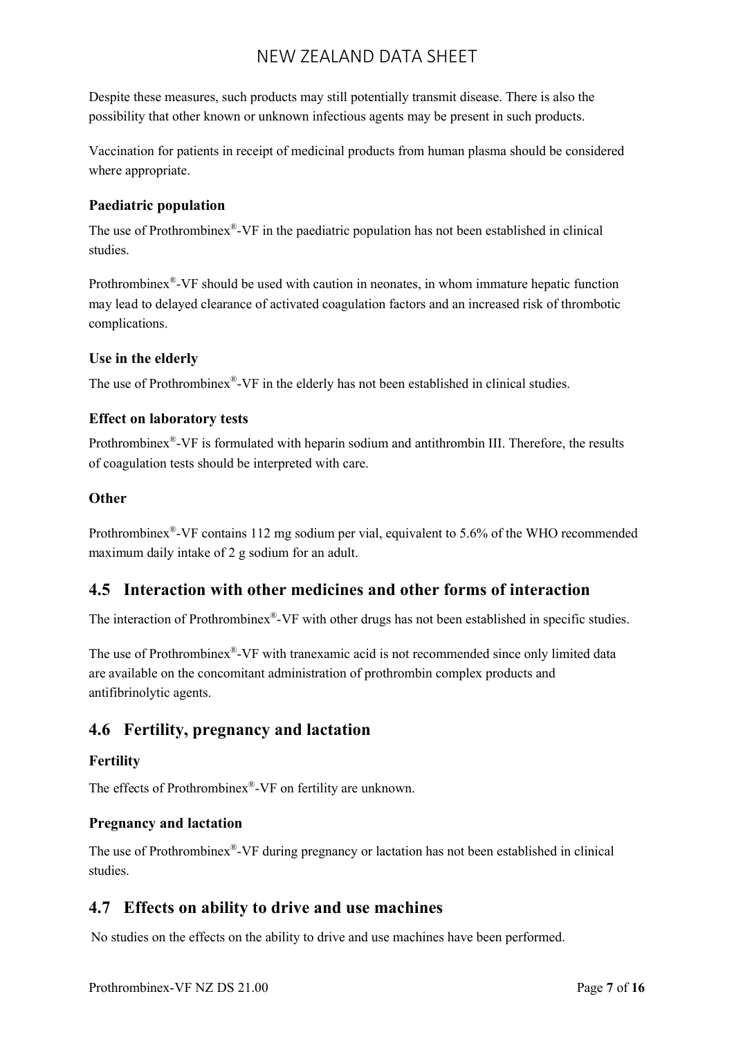Despite these measures, such products may still potentially transmit disease. There is also the possibility that other known or unknown infectious agents may be present in such products.

Vaccination for patients in receipt of medicinal products from human plasma should be considered where appropriate.

**Paediatric population**

The use of Prothrombinex®-VF in the paediatric population has not been established in clinical studies.

Prothrombinex®-VF should be used with caution in neonates, in whom immature hepatic function may lead to delayed clearance of activated coagulation factors and an increased risk of thrombotic complications.

**Use in the elderly**

The use of Prothrombinex®-VF in the elderly has not been established in clinical studies.

**Effect on laboratory tests**

Prothrombinex®-VF is formulated with heparin sodium and antithrombin III. Therefore, the results of coagulation tests should be interpreted with care.

**Other**

Prothrombinex®-VF contains 112 mg sodium per vial, equivalent to 5.6% of the WHO recommended maximum daily intake of 2 g sodium for an adult.

## 4.5 Interaction with other medicines and other forms of interaction

The interaction of Prothrombinex®-VF with other drugs has not been established in specific studies.

The use of Prothrombinex®-VF with tranexamic acid is not recommended since only limited data are available on the concomitant administration of prothrombin complex products and antifibrinolytic agents.

## 4.6 Fertility, pregnancy and lactation

**Fertility**

The effects of Prothrombinex®-VF on fertility are unknown.

**Pregnancy and lactation**

The use of Prothrombinex®-VF during pregnancy or lactation has not been established in clinical studies.

## 4.7 Effects on ability to drive and use machines

No studies on the effects on the ability to drive and use machines have been performed.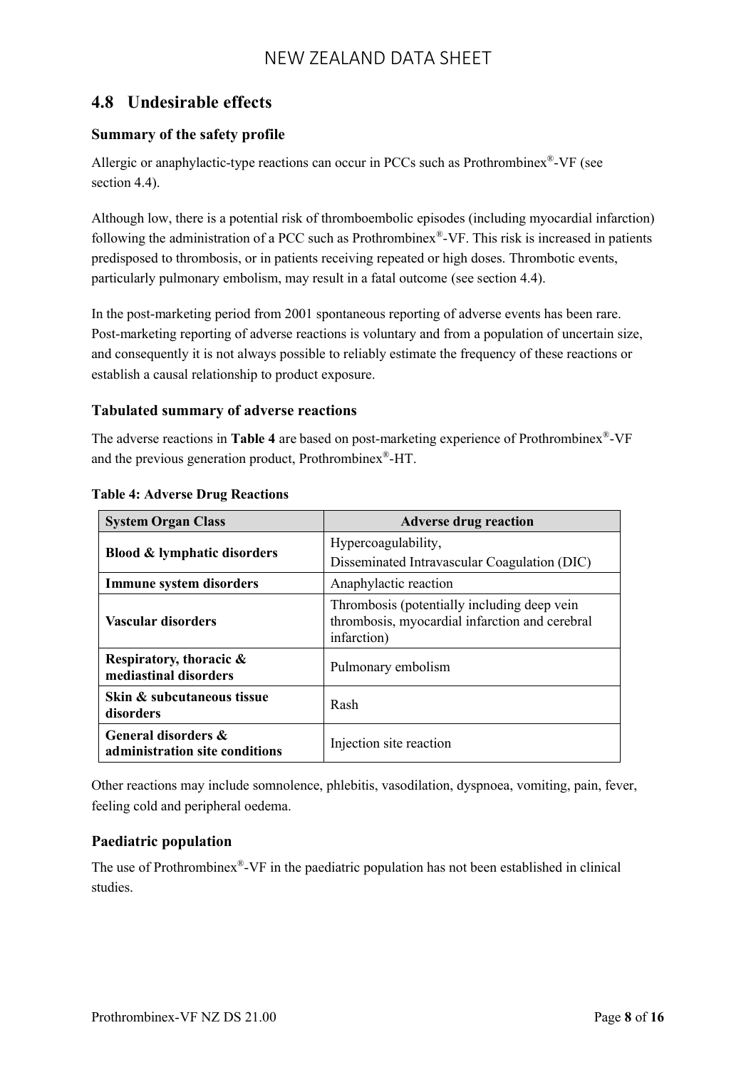## 4.8 Undesirable effects

### Summary of the safety profile

Allergic or anaphylactic-type reactions can occur in PCCs such as Prothrombinex®-VF (see section 4.4).

Although low, there is a potential risk of thromboembolic episodes (including myocardial infarction) following the administration of a PCC such as Prothrombinex®-VF. This risk is increased in patients predisposed to thrombosis, or in patients receiving repeated or high doses. Thrombotic events, particularly pulmonary embolism, may result in a fatal outcome (see section 4.4).

In the post-marketing period from 2001 spontaneous reporting of adverse events has been rare. Post-marketing reporting of adverse reactions is voluntary and from a population of uncertain size, and consequently it is not always possible to reliably estimate the frequency of these reactions or establish a causal relationship to product exposure.

### Tabulated summary of adverse reactions

The adverse reactions in **Table 4** are based on post-marketing experience of Prothrombinex®-VF and the previous generation product, Prothrombinex®-HT.

**Table 4: Adverse Drug Reactions**

| System Organ Class | Adverse drug reaction |
|---|---|
| **Blood & lymphatic disorders** | Hypercoagulability, Disseminated Intravascular Coagulation (DIC) |
| **Immune system disorders** | Anaphylactic reaction |
| **Vascular disorders** | Thrombosis (potentially including deep vein thrombosis, myocardial infarction and cerebral infarction) |
| **Respiratory, thoracic & mediastinal disorders** | Pulmonary embolism |
| **Skin & subcutaneous tissue disorders** | Rash |
| **General disorders & administration site conditions** | Injection site reaction |

Other reactions may include somnolence, phlebitis, vasodilation, dyspnoea, vomiting, pain, fever, feeling cold and peripheral oedema.

### Paediatric population

The use of Prothrombinex®-VF in the paediatric population has not been established in clinical studies.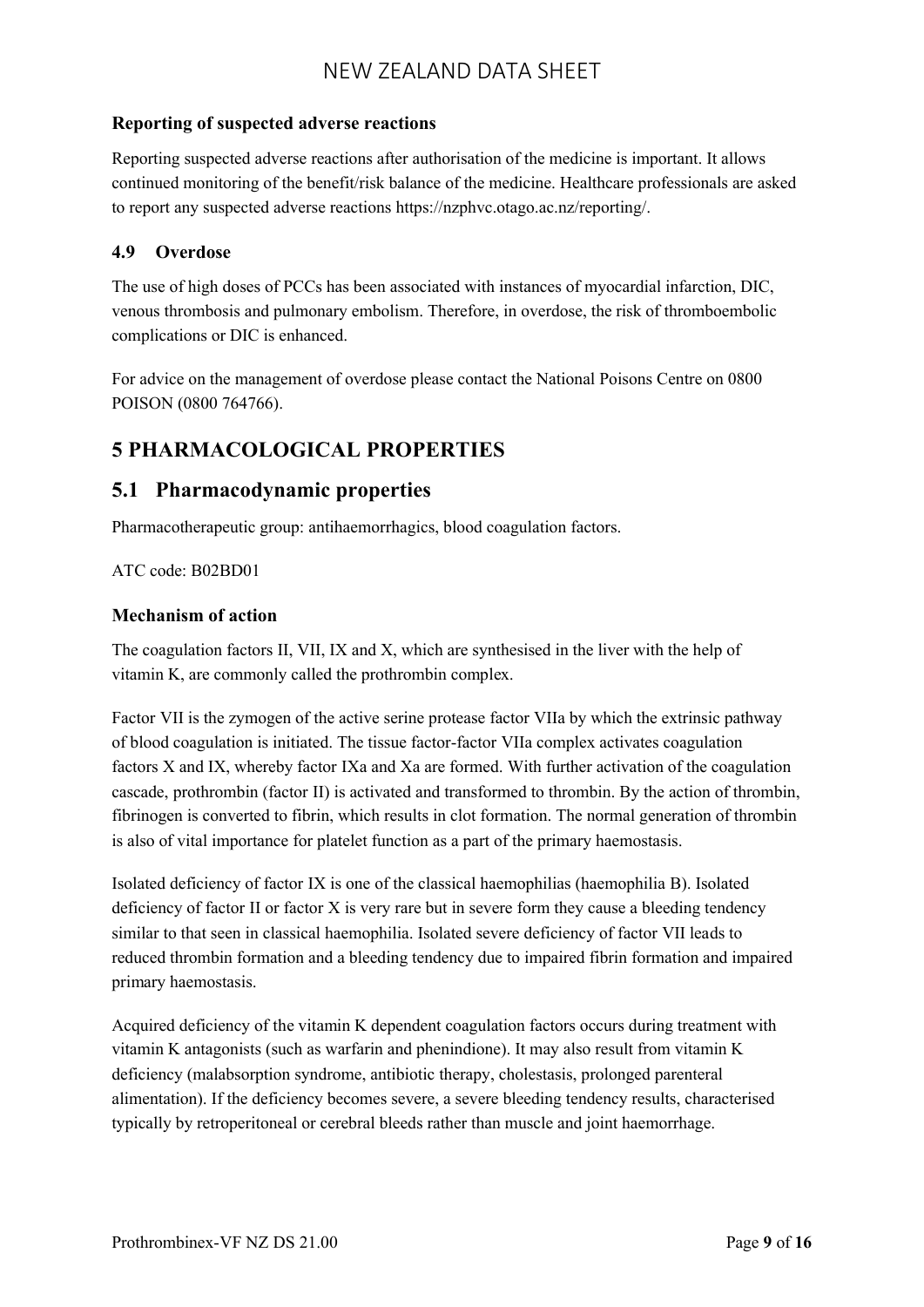### Reporting of suspected adverse reactions

Reporting suspected adverse reactions after authorisation of the medicine is important. It allows continued monitoring of the benefit/risk balance of the medicine. Healthcare professionals are asked to report any suspected adverse reactions https://nzphvc.otago.ac.nz/reporting/.

### 4.9 Overdose

The use of high doses of PCCs has been associated with instances of myocardial infarction, DIC, venous thrombosis and pulmonary embolism. Therefore, in overdose, the risk of thromboembolic complications or DIC is enhanced.

For advice on the management of overdose please contact the National Poisons Centre on 0800 POISON (0800 764766).

# 5 PHARMACOLOGICAL PROPERTIES

## 5.1 Pharmacodynamic properties

Pharmacotherapeutic group: antihaemorrhagics, blood coagulation factors.

ATC code: B02BD01

### Mechanism of action

The coagulation factors II, VII, IX and X, which are synthesised in the liver with the help of vitamin K, are commonly called the prothrombin complex.

Factor VII is the zymogen of the active serine protease factor VIIa by which the extrinsic pathway of blood coagulation is initiated. The tissue factor-factor VIIa complex activates coagulation factors X and IX, whereby factor IXa and Xa are formed. With further activation of the coagulation cascade, prothrombin (factor II) is activated and transformed to thrombin. By the action of thrombin, fibrinogen is converted to fibrin, which results in clot formation. The normal generation of thrombin is also of vital importance for platelet function as a part of the primary haemostasis.

Isolated deficiency of factor IX is one of the classical haemophilias (haemophilia B). Isolated deficiency of factor II or factor X is very rare but in severe form they cause a bleeding tendency similar to that seen in classical haemophilia. Isolated severe deficiency of factor VII leads to reduced thrombin formation and a bleeding tendency due to impaired fibrin formation and impaired primary haemostasis.

Acquired deficiency of the vitamin K dependent coagulation factors occurs during treatment with vitamin K antagonists (such as warfarin and phenindione). It may also result from vitamin K deficiency (malabsorption syndrome, antibiotic therapy, cholestasis, prolonged parenteral alimentation). If the deficiency becomes severe, a severe bleeding tendency results, characterised typically by retroperitoneal or cerebral bleeds rather than muscle and joint haemorrhage.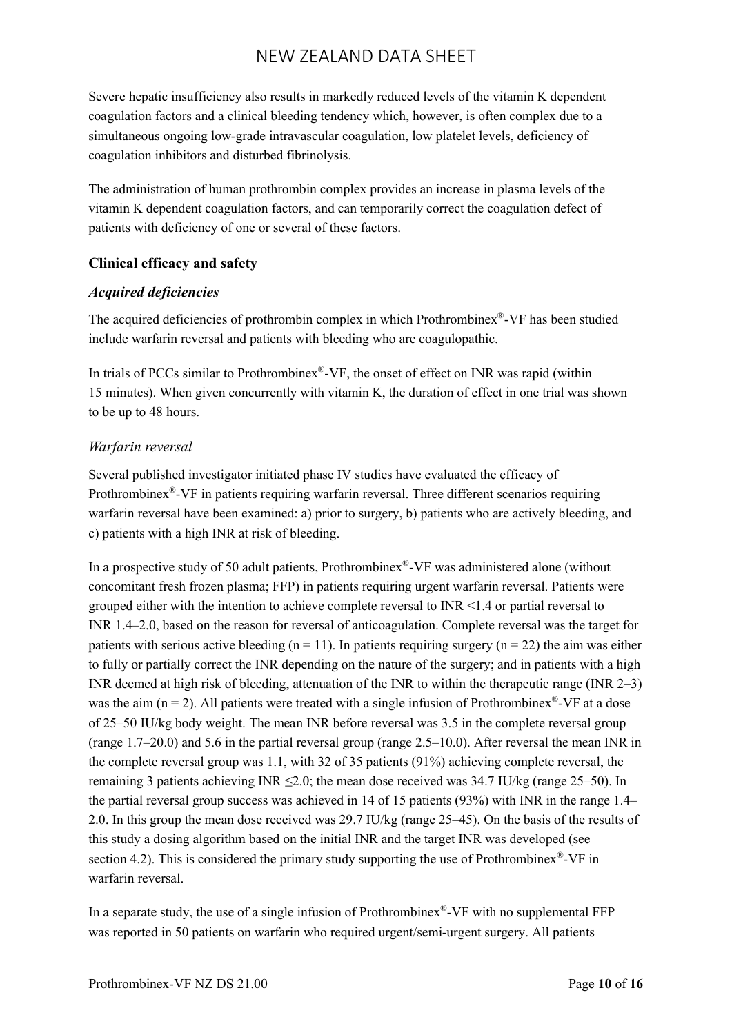Severe hepatic insufficiency also results in markedly reduced levels of the vitamin K dependent coagulation factors and a clinical bleeding tendency which, however, is often complex due to a simultaneous ongoing low-grade intravascular coagulation, low platelet levels, deficiency of coagulation inhibitors and disturbed fibrinolysis.

The administration of human prothrombin complex provides an increase in plasma levels of the vitamin K dependent coagulation factors, and can temporarily correct the coagulation defect of patients with deficiency of one or several of these factors.

### Clinical efficacy and safety

#### *Acquired deficiencies*

The acquired deficiencies of prothrombin complex in which Prothrombinex®-VF has been studied include warfarin reversal and patients with bleeding who are coagulopathic.

In trials of PCCs similar to Prothrombinex®-VF, the onset of effect on INR was rapid (within 15 minutes). When given concurrently with vitamin K, the duration of effect in one trial was shown to be up to 48 hours.

*Warfarin reversal*

Several published investigator initiated phase IV studies have evaluated the efficacy of Prothrombinex®-VF in patients requiring warfarin reversal. Three different scenarios requiring warfarin reversal have been examined: a) prior to surgery, b) patients who are actively bleeding, and c) patients with a high INR at risk of bleeding.

In a prospective study of 50 adult patients, Prothrombinex®-VF was administered alone (without concomitant fresh frozen plasma; FFP) in patients requiring urgent warfarin reversal. Patients were grouped either with the intention to achieve complete reversal to INR <1.4 or partial reversal to INR 1.4–2.0, based on the reason for reversal of anticoagulation. Complete reversal was the target for patients with serious active bleeding (n = 11). In patients requiring surgery (n = 22) the aim was either to fully or partially correct the INR depending on the nature of the surgery; and in patients with a high INR deemed at high risk of bleeding, attenuation of the INR to within the therapeutic range (INR 2–3) was the aim (n = 2). All patients were treated with a single infusion of Prothrombinex®-VF at a dose of 25–50 IU/kg body weight. The mean INR before reversal was 3.5 in the complete reversal group (range 1.7–20.0) and 5.6 in the partial reversal group (range 2.5–10.0). After reversal the mean INR in the complete reversal group was 1.1, with 32 of 35 patients (91%) achieving complete reversal, the remaining 3 patients achieving INR ≤2.0; the mean dose received was 34.7 IU/kg (range 25–50). In the partial reversal group success was achieved in 14 of 15 patients (93%) with INR in the range 1.4–2.0. In this group the mean dose received was 29.7 IU/kg (range 25–45). On the basis of the results of this study a dosing algorithm based on the initial INR and the target INR was developed (see section 4.2). This is considered the primary study supporting the use of Prothrombinex®-VF in warfarin reversal.

In a separate study, the use of a single infusion of Prothrombinex®-VF with no supplemental FFP was reported in 50 patients on warfarin who required urgent/semi-urgent surgery. All patients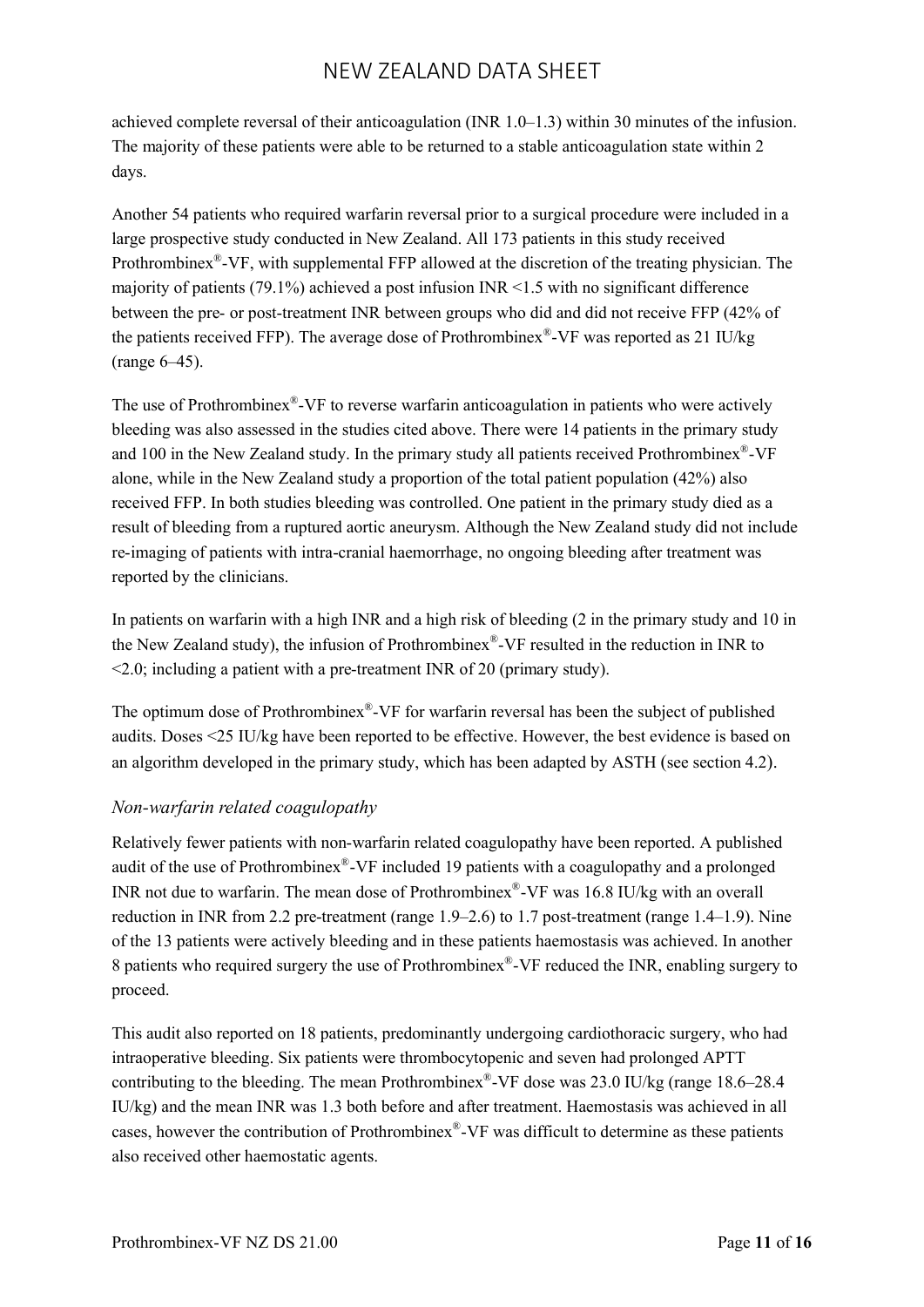achieved complete reversal of their anticoagulation (INR 1.0–1.3) within 30 minutes of the infusion. The majority of these patients were able to be returned to a stable anticoagulation state within 2 days.

Another 54 patients who required warfarin reversal prior to a surgical procedure were included in a large prospective study conducted in New Zealand. All 173 patients in this study received Prothrombinex®-VF, with supplemental FFP allowed at the discretion of the treating physician. The majority of patients (79.1%) achieved a post infusion INR <1.5 with no significant difference between the pre- or post-treatment INR between groups who did and did not receive FFP (42% of the patients received FFP). The average dose of Prothrombinex®-VF was reported as 21 IU/kg (range 6–45).

The use of Prothrombinex®-VF to reverse warfarin anticoagulation in patients who were actively bleeding was also assessed in the studies cited above. There were 14 patients in the primary study and 100 in the New Zealand study. In the primary study all patients received Prothrombinex®-VF alone, while in the New Zealand study a proportion of the total patient population (42%) also received FFP. In both studies bleeding was controlled. One patient in the primary study died as a result of bleeding from a ruptured aortic aneurysm. Although the New Zealand study did not include re-imaging of patients with intra-cranial haemorrhage, no ongoing bleeding after treatment was reported by the clinicians.

In patients on warfarin with a high INR and a high risk of bleeding (2 in the primary study and 10 in the New Zealand study), the infusion of Prothrombinex®-VF resulted in the reduction in INR to <2.0; including a patient with a pre-treatment INR of 20 (primary study).

The optimum dose of Prothrombinex®-VF for warfarin reversal has been the subject of published audits. Doses <25 IU/kg have been reported to be effective. However, the best evidence is based on an algorithm developed in the primary study, which has been adapted by ASTH (see section 4.2).

### *Non-warfarin related coagulopathy*

Relatively fewer patients with non-warfarin related coagulopathy have been reported. A published audit of the use of Prothrombinex®-VF included 19 patients with a coagulopathy and a prolonged INR not due to warfarin. The mean dose of Prothrombinex®-VF was 16.8 IU/kg with an overall reduction in INR from 2.2 pre-treatment (range 1.9–2.6) to 1.7 post-treatment (range 1.4–1.9). Nine of the 13 patients were actively bleeding and in these patients haemostasis was achieved. In another 8 patients who required surgery the use of Prothrombinex®-VF reduced the INR, enabling surgery to proceed.

This audit also reported on 18 patients, predominantly undergoing cardiothoracic surgery, who had intraoperative bleeding. Six patients were thrombocytopenic and seven had prolonged APTT contributing to the bleeding. The mean Prothrombinex®-VF dose was 23.0 IU/kg (range 18.6–28.4 IU/kg) and the mean INR was 1.3 both before and after treatment. Haemostasis was achieved in all cases, however the contribution of Prothrombinex®-VF was difficult to determine as these patients also received other haemostatic agents.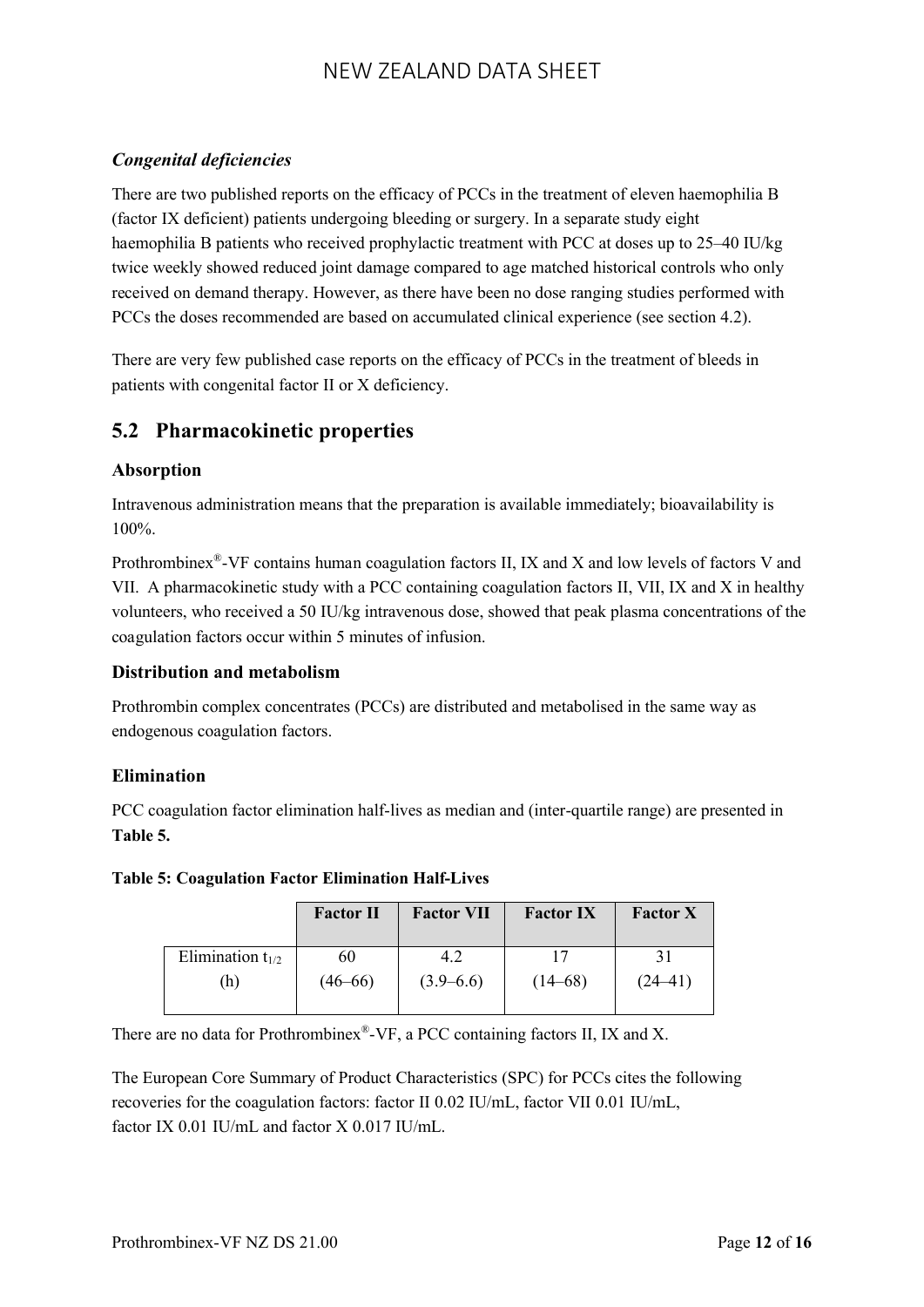### *Congenital deficiencies*

There are two published reports on the efficacy of PCCs in the treatment of eleven haemophilia B (factor IX deficient) patients undergoing bleeding or surgery. In a separate study eight haemophilia B patients who received prophylactic treatment with PCC at doses up to 25–40 IU/kg twice weekly showed reduced joint damage compared to age matched historical controls who only received on demand therapy. However, as there have been no dose ranging studies performed with PCCs the doses recommended are based on accumulated clinical experience (see section 4.2).

There are very few published case reports on the efficacy of PCCs in the treatment of bleeds in patients with congenital factor II or X deficiency.

## 5.2 Pharmacokinetic properties

### Absorption

Intravenous administration means that the preparation is available immediately; bioavailability is 100%.

Prothrombinex®-VF contains human coagulation factors II, IX and X and low levels of factors V and VII. A pharmacokinetic study with a PCC containing coagulation factors II, VII, IX and X in healthy volunteers, who received a 50 IU/kg intravenous dose, showed that peak plasma concentrations of the coagulation factors occur within 5 minutes of infusion.

### Distribution and metabolism

Prothrombin complex concentrates (PCCs) are distributed and metabolised in the same way as endogenous coagulation factors.

### Elimination

PCC coagulation factor elimination half-lives as median and (inter-quartile range) are presented in **Table 5.**

**Table 5: Coagulation Factor Elimination Half-Lives**

| | Factor II | Factor VII | Factor IX | Factor X |
|---|---|---|---|---|
| Elimination $t_{1/2}$ (h) | 60 (46–66) | 4.2 (3.9–6.6) | 17 (14–68) | 31 (24–41) |

There are no data for Prothrombinex®-VF, a PCC containing factors II, IX and X.

The European Core Summary of Product Characteristics (SPC) for PCCs cites the following recoveries for the coagulation factors: factor II 0.02 IU/mL, factor VII 0.01 IU/mL, factor IX 0.01 IU/mL and factor X 0.017 IU/mL.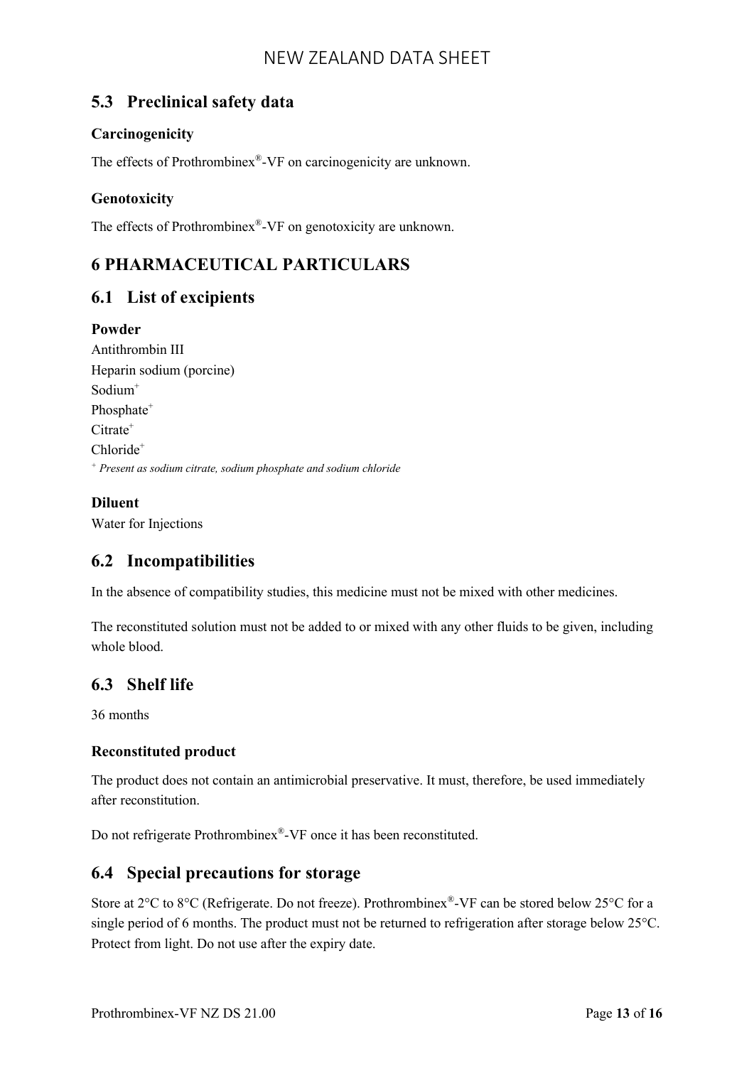## 5.3 Preclinical safety data

### Carcinogenicity

The effects of Prothrombinex®-VF on carcinogenicity are unknown.

### Genotoxicity

The effects of Prothrombinex®-VF on genotoxicity are unknown.

# 6 PHARMACEUTICAL PARTICULARS

## 6.1 List of excipients

### Powder

Antithrombin III
Heparin sodium (porcine)
Sodium+
Phosphate+
Citrate+
Chloride+

+ *Present as sodium citrate, sodium phosphate and sodium chloride*

### Diluent

Water for Injections

## 6.2 Incompatibilities

In the absence of compatibility studies, this medicine must not be mixed with other medicines.

The reconstituted solution must not be added to or mixed with any other fluids to be given, including whole blood.

## 6.3 Shelf life

36 months

### Reconstituted product

The product does not contain an antimicrobial preservative. It must, therefore, be used immediately after reconstitution.

Do not refrigerate Prothrombinex®-VF once it has been reconstituted.

## 6.4 Special precautions for storage

Store at 2°C to 8°C (Refrigerate. Do not freeze). Prothrombinex®-VF can be stored below 25°C for a single period of 6 months. The product must not be returned to refrigeration after storage below 25°C. Protect from light. Do not use after the expiry date.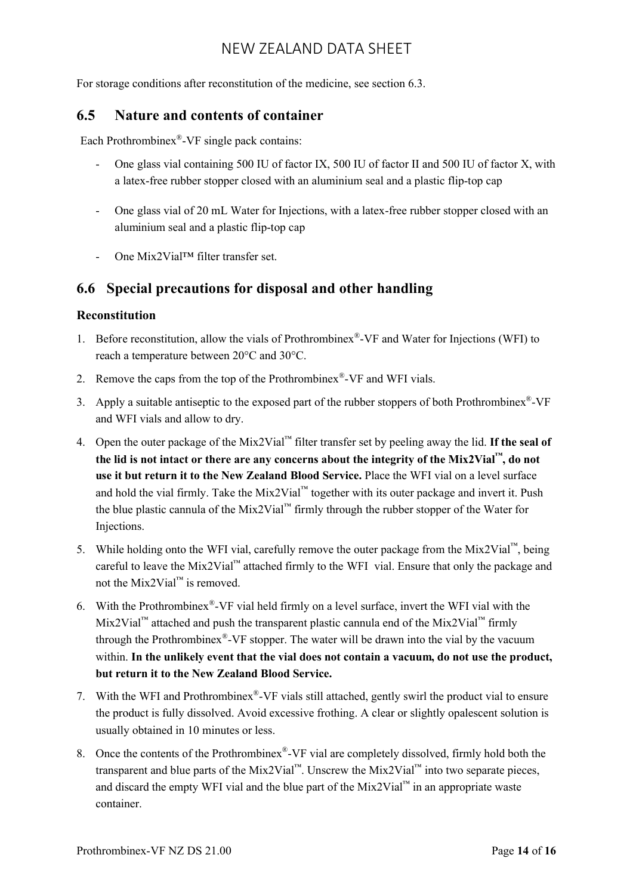For storage conditions after reconstitution of the medicine, see section 6.3.

## 6.5 Nature and contents of container

Each Prothrombinex®-VF single pack contains:

- One glass vial containing 500 IU of factor IX, 500 IU of factor II and 500 IU of factor X, with a latex-free rubber stopper closed with an aluminium seal and a plastic flip-top cap
- One glass vial of 20 mL Water for Injections, with a latex-free rubber stopper closed with an aluminium seal and a plastic flip-top cap
- One Mix2Vial™ filter transfer set.

## 6.6 Special precautions for disposal and other handling

### Reconstitution

1. Before reconstitution, allow the vials of Prothrombinex®-VF and Water for Injections (WFI) to reach a temperature between 20°C and 30°C.
2. Remove the caps from the top of the Prothrombinex®-VF and WFI vials.
3. Apply a suitable antiseptic to the exposed part of the rubber stoppers of both Prothrombinex®-VF and WFI vials and allow to dry.
4. Open the outer package of the Mix2Vial™ filter transfer set by peeling away the lid. **If the seal of the lid is not intact or there are any concerns about the integrity of the Mix2Vial™, do not use it but return it to the New Zealand Blood Service.** Place the WFI vial on a level surface and hold the vial firmly. Take the Mix2Vial™ together with its outer package and invert it. Push the blue plastic cannula of the Mix2Vial™ firmly through the rubber stopper of the Water for Injections.
5. While holding onto the WFI vial, carefully remove the outer package from the Mix2Vial™, being careful to leave the Mix2Vial™ attached firmly to the WFI vial. Ensure that only the package and not the Mix2Vial™ is removed.
6. With the Prothrombinex®-VF vial held firmly on a level surface, invert the WFI vial with the Mix2Vial™ attached and push the transparent plastic cannula end of the Mix2Vial™ firmly through the Prothrombinex®-VF stopper. The water will be drawn into the vial by the vacuum within. **In the unlikely event that the vial does not contain a vacuum, do not use the product, but return it to the New Zealand Blood Service.**
7. With the WFI and Prothrombinex®-VF vials still attached, gently swirl the product vial to ensure the product is fully dissolved. Avoid excessive frothing. A clear or slightly opalescent solution is usually obtained in 10 minutes or less.
8. Once the contents of the Prothrombinex®-VF vial are completely dissolved, firmly hold both the transparent and blue parts of the Mix2Vial™. Unscrew the Mix2Vial™ into two separate pieces, and discard the empty WFI vial and the blue part of the Mix2Vial™ in an appropriate waste container.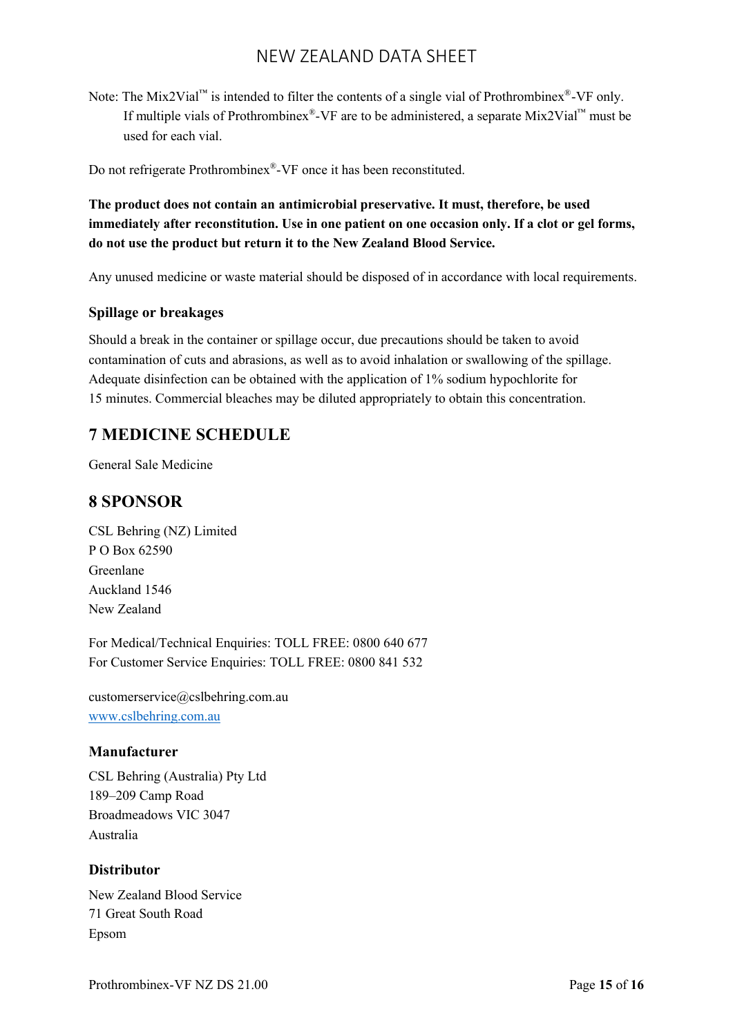Note: The Mix2Vial™ is intended to filter the contents of a single vial of Prothrombinex®-VF only. If multiple vials of Prothrombinex®-VF are to be administered, a separate Mix2Vial™ must be used for each vial.

Do not refrigerate Prothrombinex®-VF once it has been reconstituted.

**The product does not contain an antimicrobial preservative. It must, therefore, be used immediately after reconstitution. Use in one patient on one occasion only. If a clot or gel forms, do not use the product but return it to the New Zealand Blood Service.**

Any unused medicine or waste material should be disposed of in accordance with local requirements.

### Spillage or breakages

Should a break in the container or spillage occur, due precautions should be taken to avoid contamination of cuts and abrasions, as well as to avoid inhalation or swallowing of the spillage. Adequate disinfection can be obtained with the application of 1% sodium hypochlorite for 15 minutes. Commercial bleaches may be diluted appropriately to obtain this concentration.

## 7 MEDICINE SCHEDULE

General Sale Medicine

## 8 SPONSOR

CSL Behring (NZ) Limited
P O Box 62590
Greenlane
Auckland 1546
New Zealand

For Medical/Technical Enquiries: TOLL FREE: 0800 640 677
For Customer Service Enquiries: TOLL FREE: 0800 841 532

customerservice@cslbehring.com.au
www.cslbehring.com.au

### Manufacturer

CSL Behring (Australia) Pty Ltd
189–209 Camp Road
Broadmeadows VIC 3047
Australia

### Distributor

New Zealand Blood Service
71 Great South Road
Epsom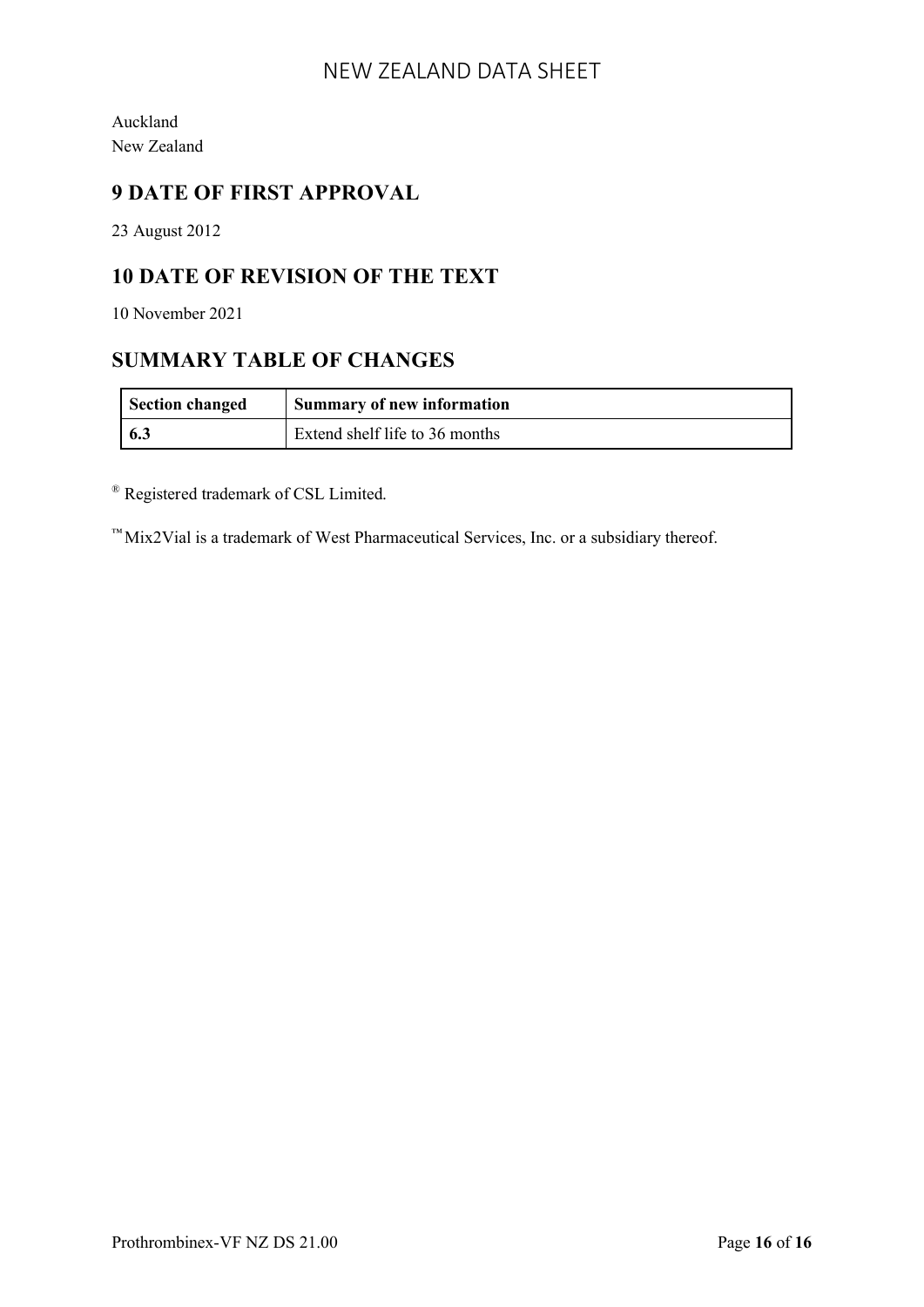Auckland
New Zealand

## 9 DATE OF FIRST APPROVAL

23 August 2012

## 10 DATE OF REVISION OF THE TEXT

10 November 2021

## SUMMARY TABLE OF CHANGES

| Section changed | Summary of new information |
| --- | --- |
| **6.3** | Extend shelf life to 36 months |

® Registered trademark of CSL Limited.

™ Mix2Vial is a trademark of West Pharmaceutical Services, Inc. or a subsidiary thereof.